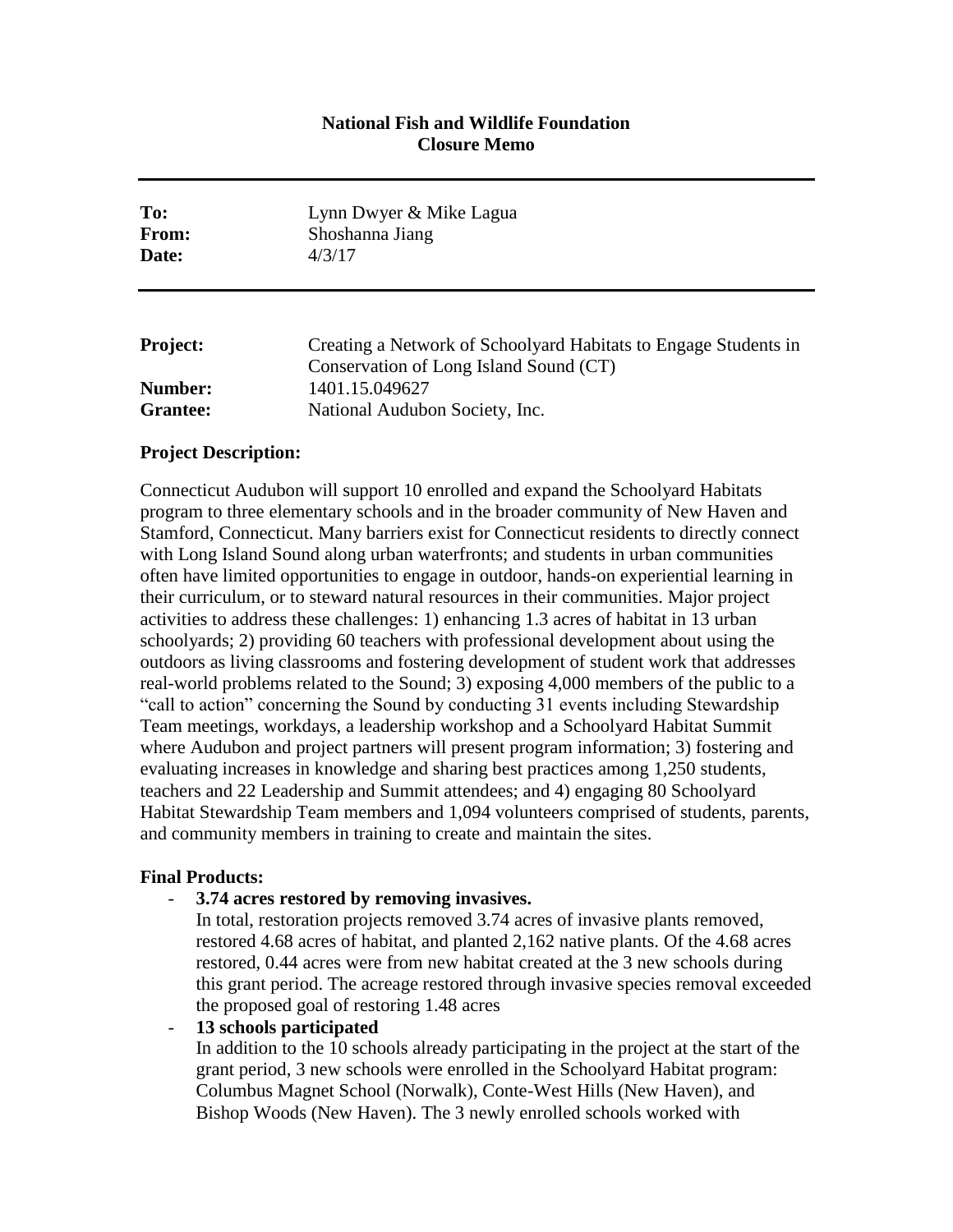**National Fish and Wildlife Foundation**
**Closure Memo**

---

| | |
|---|---|
| **To:** | Lynn Dwyer & Mike Lagua |
| **From:** | Shoshanna Jiang |
| **Date:** | 4/3/17 |

---

| | |
|---|---|
| **Project:** | Creating a Network of Schoolyard Habitats to Engage Students in Conservation of Long Island Sound (CT) |
| **Number:** | 1401.15.049627 |
| **Grantee:** | National Audubon Society, Inc. |

**Project Description:**

Connecticut Audubon will support 10 enrolled and expand the Schoolyard Habitats program to three elementary schools and in the broader community of New Haven and Stamford, Connecticut. Many barriers exist for Connecticut residents to directly connect with Long Island Sound along urban waterfronts; and students in urban communities often have limited opportunities to engage in outdoor, hands-on experiential learning in their curriculum, or to steward natural resources in their communities. Major project activities to address these challenges: 1) enhancing 1.3 acres of habitat in 13 urban schoolyards; 2) providing 60 teachers with professional development about using the outdoors as living classrooms and fostering development of student work that addresses real-world problems related to the Sound; 3) exposing 4,000 members of the public to a "call to action" concerning the Sound by conducting 31 events including Stewardship Team meetings, workdays, a leadership workshop and a Schoolyard Habitat Summit where Audubon and project partners will present program information; 3) fostering and evaluating increases in knowledge and sharing best practices among 1,250 students, teachers and 22 Leadership and Summit attendees; and 4) engaging 80 Schoolyard Habitat Stewardship Team members and 1,094 volunteers comprised of students, parents, and community members in training to create and maintain the sites.

**Final Products:**

- **3.74 acres restored by removing invasives.**
  In total, restoration projects removed 3.74 acres of invasive plants removed, restored 4.68 acres of habitat, and planted 2,162 native plants. Of the 4.68 acres restored, 0.44 acres were from new habitat created at the 3 new schools during this grant period. The acreage restored through invasive species removal exceeded the proposed goal of restoring 1.48 acres
- **13 schools participated**
  In addition to the 10 schools already participating in the project at the start of the grant period, 3 new schools were enrolled in the Schoolyard Habitat program: Columbus Magnet School (Norwalk), Conte-West Hills (New Haven), and Bishop Woods (New Haven). The 3 newly enrolled schools worked with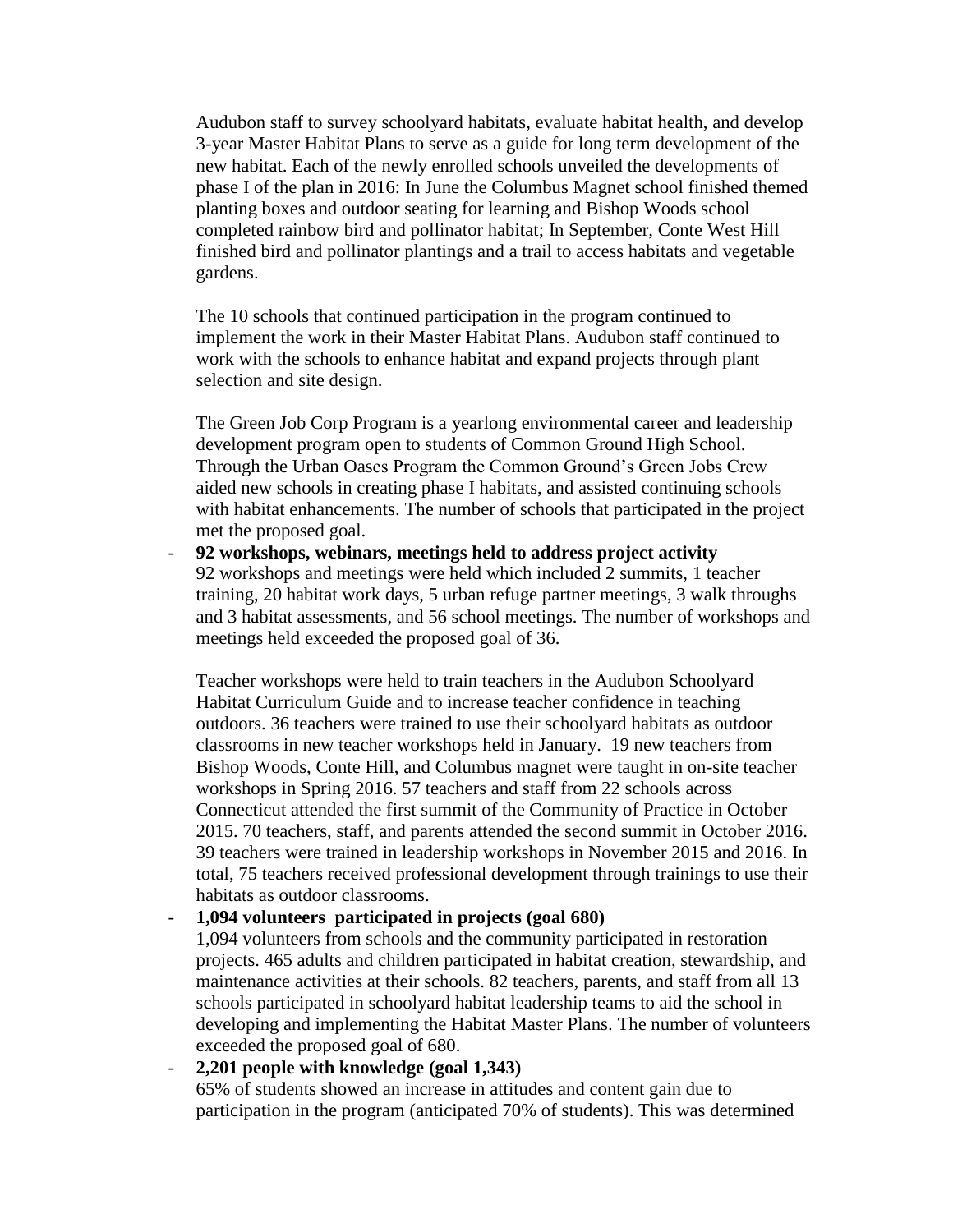Audubon staff to survey schoolyard habitats, evaluate habitat health, and develop 3-year Master Habitat Plans to serve as a guide for long term development of the new habitat. Each of the newly enrolled schools unveiled the developments of phase I of the plan in 2016: In June the Columbus Magnet school finished themed planting boxes and outdoor seating for learning and Bishop Woods school completed rainbow bird and pollinator habitat; In September, Conte West Hill finished bird and pollinator plantings and a trail to access habitats and vegetable gardens.

The 10 schools that continued participation in the program continued to implement the work in their Master Habitat Plans. Audubon staff continued to work with the schools to enhance habitat and expand projects through plant selection and site design.

The Green Job Corp Program is a yearlong environmental career and leadership development program open to students of Common Ground High School. Through the Urban Oases Program the Common Ground's Green Jobs Crew aided new schools in creating phase I habitats, and assisted continuing schools with habitat enhancements. The number of schools that participated in the project met the proposed goal.

- **92 workshops, webinars, meetings held to address project activity**
  92 workshops and meetings were held which included 2 summits, 1 teacher training, 20 habitat work days, 5 urban refuge partner meetings, 3 walk throughs and 3 habitat assessments, and 56 school meetings. The number of workshops and meetings held exceeded the proposed goal of 36.

  Teacher workshops were held to train teachers in the Audubon Schoolyard Habitat Curriculum Guide and to increase teacher confidence in teaching outdoors. 36 teachers were trained to use their schoolyard habitats as outdoor classrooms in new teacher workshops held in January. 19 new teachers from Bishop Woods, Conte Hill, and Columbus magnet were taught in on-site teacher workshops in Spring 2016. 57 teachers and staff from 22 schools across Connecticut attended the first summit of the Community of Practice in October 2015. 70 teachers, staff, and parents attended the second summit in October 2016. 39 teachers were trained in leadership workshops in November 2015 and 2016. In total, 75 teachers received professional development through trainings to use their habitats as outdoor classrooms.

- **1,094 volunteers participated in projects (goal 680)**
  1,094 volunteers from schools and the community participated in restoration projects. 465 adults and children participated in habitat creation, stewardship, and maintenance activities at their schools. 82 teachers, parents, and staff from all 13 schools participated in schoolyard habitat leadership teams to aid the school in developing and implementing the Habitat Master Plans. The number of volunteers exceeded the proposed goal of 680.

- **2,201 people with knowledge (goal 1,343)**
  65% of students showed an increase in attitudes and content gain due to participation in the program (anticipated 70% of students). This was determined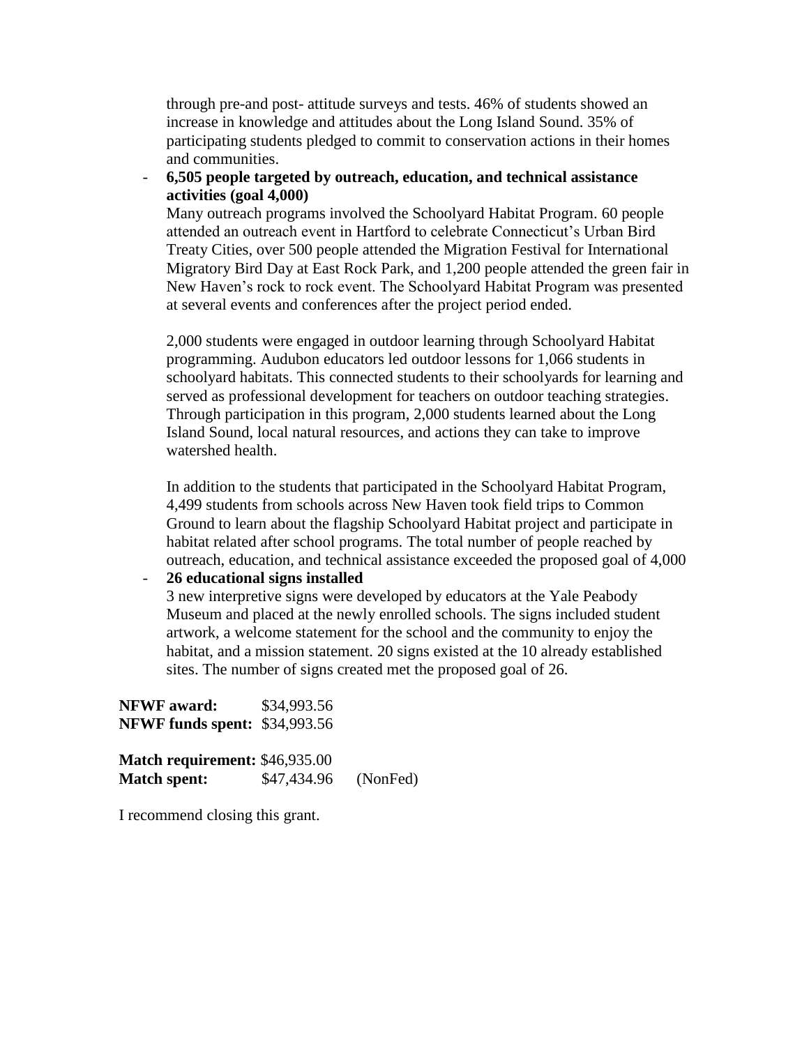through pre-and post- attitude surveys and tests. 46% of students showed an increase in knowledge and attitudes about the Long Island Sound. 35% of participating students pledged to commit to conservation actions in their homes and communities.

- **6,505 people targeted by outreach, education, and technical assistance activities (goal 4,000)**

  Many outreach programs involved the Schoolyard Habitat Program. 60 people attended an outreach event in Hartford to celebrate Connecticut's Urban Bird Treaty Cities, over 500 people attended the Migration Festival for International Migratory Bird Day at East Rock Park, and 1,200 people attended the green fair in New Haven's rock to rock event. The Schoolyard Habitat Program was presented at several events and conferences after the project period ended.

  2,000 students were engaged in outdoor learning through Schoolyard Habitat programming. Audubon educators led outdoor lessons for 1,066 students in schoolyard habitats. This connected students to their schoolyards for learning and served as professional development for teachers on outdoor teaching strategies. Through participation in this program, 2,000 students learned about the Long Island Sound, local natural resources, and actions they can take to improve watershed health.

  In addition to the students that participated in the Schoolyard Habitat Program, 4,499 students from schools across New Haven took field trips to Common Ground to learn about the flagship Schoolyard Habitat project and participate in habitat related after school programs. The total number of people reached by outreach, education, and technical assistance exceeded the proposed goal of 4,000

- **26 educational signs installed**

  3 new interpretive signs were developed by educators at the Yale Peabody Museum and placed at the newly enrolled schools. The signs included student artwork, a welcome statement for the school and the community to enjoy the habitat, and a mission statement. 20 signs existed at the 10 already established sites. The number of signs created met the proposed goal of 26.

**NFWF award:** $34,993.56
**NFWF funds spent:** $34,993.56

**Match requirement:** $46,935.00
**Match spent:** $47,434.96 (NonFed)

I recommend closing this grant.